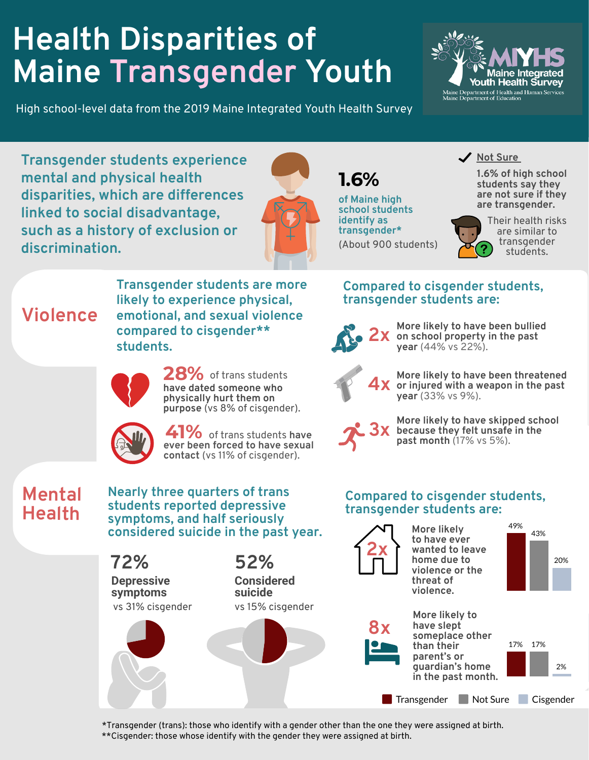# Health Disparities of Maine Transgender Youth

High school-level data from the 2019 Maine Integrated Youth Health Survey

MIYHS Maine Integrated Youth Health Survey
Maine Department of Health and Human Services
Maine Department of Education

**Transgender students experience mental and physical health disparities, which are differences linked to social disadvantage, such as a history of exclusion or discrimination.**

**1.6%** of Maine high school students identify as transgender*

(About 900 students)

✔ **Not Sure**

**1.6% of high school students say they are not sure if they are transgender.**

Their health risks are similar to transgender students.

## Violence

**Transgender students are more likely to experience physical, emotional, and sexual violence compared to cisgender** students.**

**28%** of trans students **have dated someone who physically hurt them on purpose** (vs 8% of cisgender).

**41%** of trans students **have ever been forced to have sexual contact** (vs 11% of cisgender).

**Compared to cisgender students, transgender students are:**

- **2x** More likely to have been bullied on school property in the past year (44% vs 22%).
- **4x** More likely to have been threatened or injured with a weapon in the past year (33% vs 9%).
- **3x** More likely to have skipped school because they felt unsafe in the past month (17% vs 5%).

## Mental Health

**Nearly three quarters of trans students reported depressive symptoms, and half seriously considered suicide in the past year.**

**72%** **Depressive symptoms** vs 31% cisgender

**52%** **Considered suicide** vs 15% cisgender

**Compared to cisgender students, transgender students are:**

**2x** More likely to have ever wanted to leave home due to violence or the threat of violence.

**8x** More likely to have slept someplace other than their parent's or guardian's home in the past month.

| | Transgender | Not Sure | Cisgender |
|---|---|---|---|
| Ever wanted to leave home due to violence or the threat of violence | 49% | 43% | 20% |
| Slept someplace other than parent's or guardian's home in the past month | 17% | 17% | 2% |

*Transgender (trans): those who identify with a gender other than the one they were assigned at birth.
**Cisgender: those whose identify with the gender they were assigned at birth.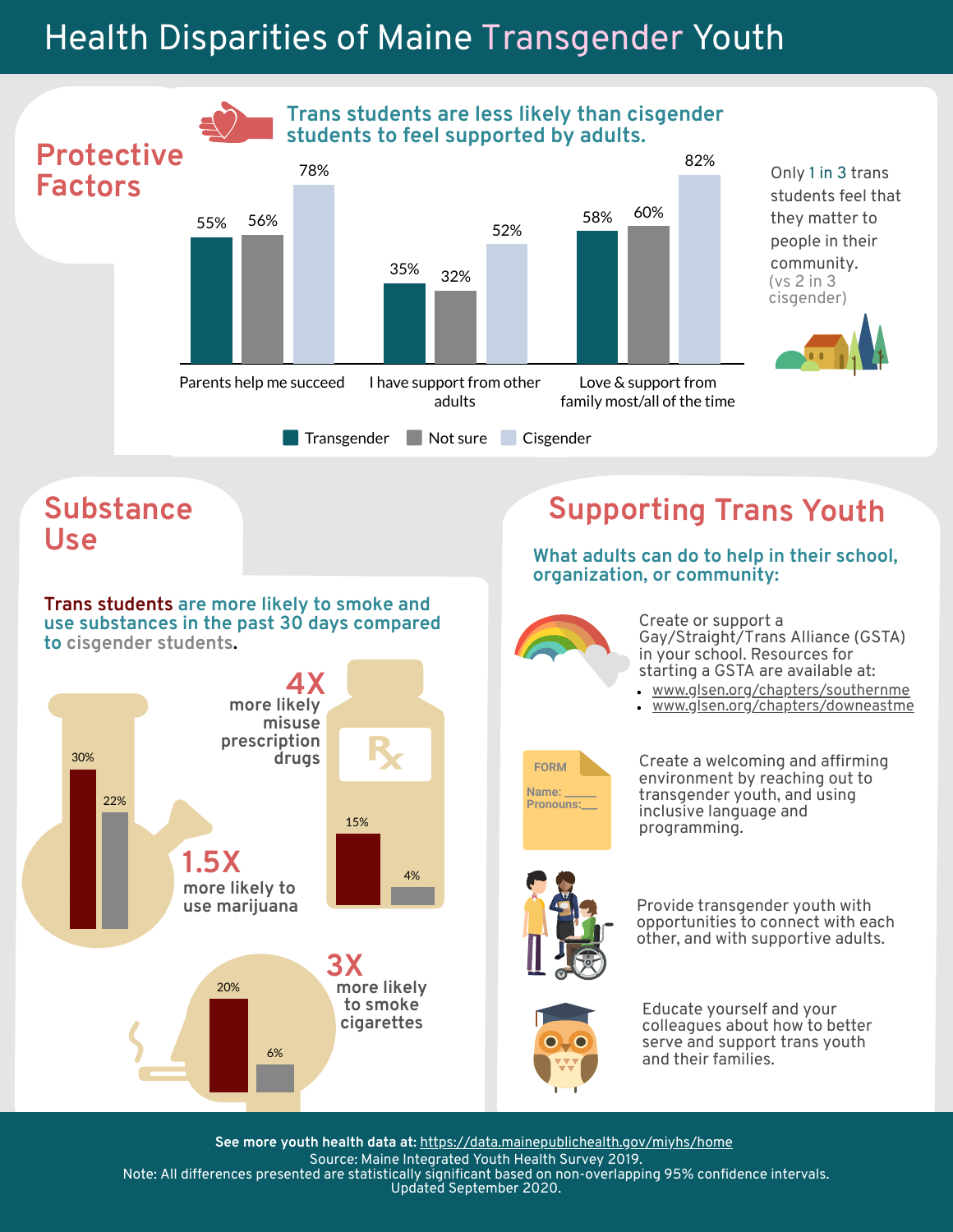# Health Disparities of Maine Transgender Youth

## Protective Factors

### Trans students are less likely than cisgender students to feel supported by adults.

Parents help me succeed: 55% 56% 78%

I have support from other adults: 35% 32% 52%

Love & support from family most/all of the time: 58% 60% 82%

Transgender | Not sure | Cisgender

Only 1 in 3 trans students feel that they matter to people in their community. (vs 2 in 3 cisgender)

## Substance Use

**Trans students** are more likely to smoke and use substances in the past 30 days compared to cisgender students.

30% 22%
**1.5X** more likely to use marijuana

**4X** more likely misuse prescription drugs
15% 4%

20% 6%
**3X** more likely to smoke cigarettes

## Supporting Trans Youth

### What adults can do to help in their school, organization, or community:

Create or support a Gay/Straight/Trans Alliance (GSTA) in your school. Resources for starting a GSTA are available at:
- www.glsen.org/chapters/southernme
- www.glsen.org/chapters/downeastme

FORM
Name: ____
Pronouns:___

Create a welcoming and affirming environment by reaching out to transgender youth, and using inclusive language and programming.

Provide transgender youth with opportunities to connect with each other, and with supportive adults.

Educate yourself and your colleagues about how to better serve and support trans youth and their families.

**See more youth health data at:** https://data.mainepublichealth.gov/miyhs/home
Source: Maine Integrated Youth Health Survey 2019.
Note: All differences presented are statistically significant based on non-overlapping 95% confidence intervals.
Updated September 2020.